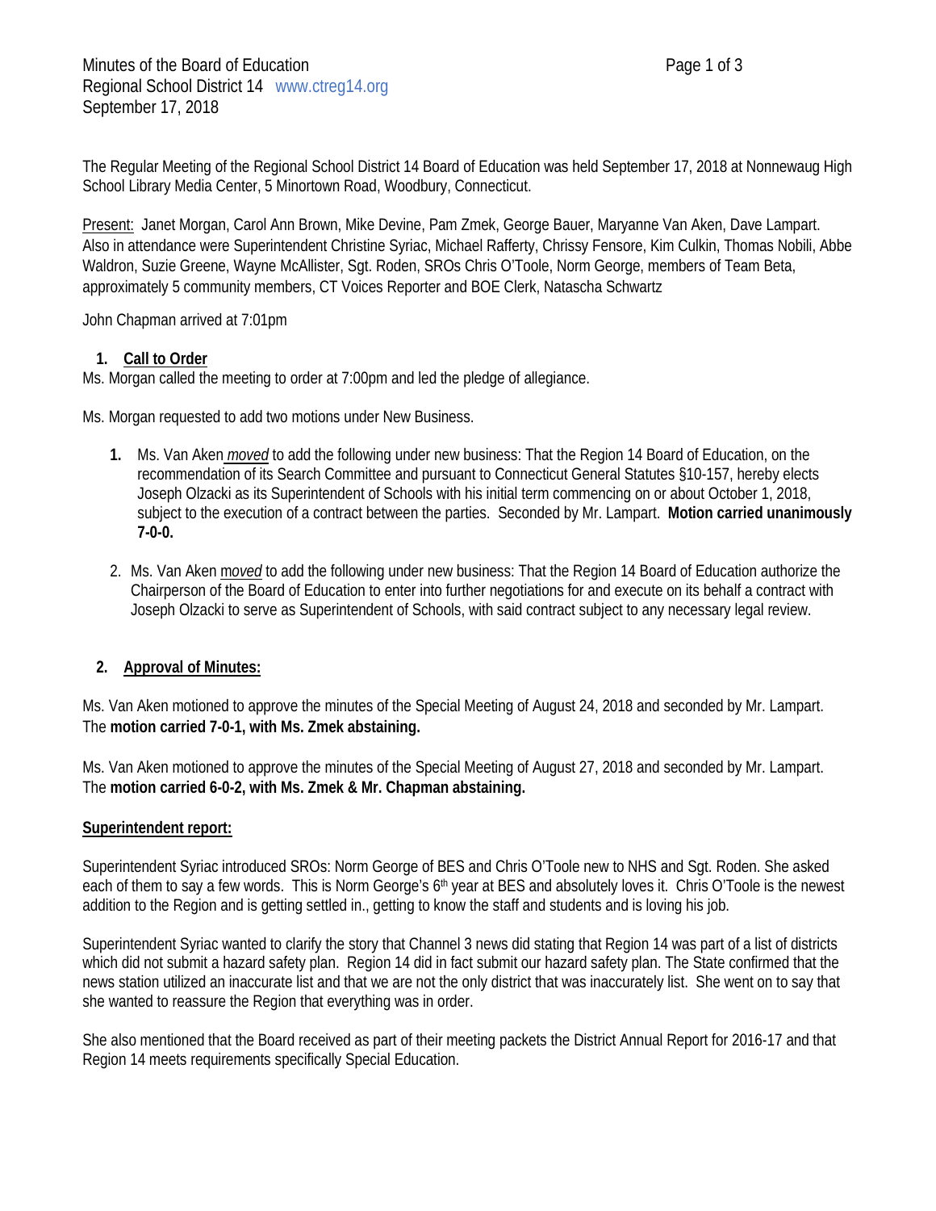Minutes of the Board of Education
Regional School District 14 www.ctreg14.org
September 17, 2018

The Regular Meeting of the Regional School District 14 Board of Education was held September 17, 2018 at Nonnewaug High School Library Media Center, 5 Minortown Road, Woodbury, Connecticut.

Present: Janet Morgan, Carol Ann Brown, Mike Devine, Pam Zmek, George Bauer, Maryanne Van Aken, Dave Lampart. Also in attendance were Superintendent Christine Syriac, Michael Rafferty, Chrissy Fensore, Kim Culkin, Thomas Nobili, Abbe Waldron, Suzie Greene, Wayne McAllister, Sgt. Roden, SROs Chris O'Toole, Norm George, members of Team Beta, approximately 5 community members, CT Voices Reporter and BOE Clerk, Natascha Schwartz

John Chapman arrived at 7:01pm

1. **Call to Order**

Ms. Morgan called the meeting to order at 7:00pm and led the pledge of allegiance.

Ms. Morgan requested to add two motions under New Business.

1. Ms. Van Aken *moved* to add the following under new business: That the Region 14 Board of Education, on the recommendation of its Search Committee and pursuant to Connecticut General Statutes §10-157, hereby elects Joseph Olzacki as its Superintendent of Schools with his initial term commencing on or about October 1, 2018, subject to the execution of a contract between the parties. Seconded by Mr. Lampart. **Motion carried unanimously 7-0-0.**

2. Ms. Van Aken *moved* to add the following under new business: That the Region 14 Board of Education authorize the Chairperson of the Board of Education to enter into further negotiations for and execute on its behalf a contract with Joseph Olzacki to serve as Superintendent of Schools, with said contract subject to any necessary legal review.

2. **Approval of Minutes:**

Ms. Van Aken motioned to approve the minutes of the Special Meeting of August 24, 2018 and seconded by Mr. Lampart. The **motion carried 7-0-1, with Ms. Zmek abstaining.**

Ms. Van Aken motioned to approve the minutes of the Special Meeting of August 27, 2018 and seconded by Mr. Lampart. The **motion carried 6-0-2, with Ms. Zmek & Mr. Chapman abstaining.**

**Superintendent report:**

Superintendent Syriac introduced SROs: Norm George of BES and Chris O'Toole new to NHS and Sgt. Roden. She asked each of them to say a few words. This is Norm George's 6th year at BES and absolutely loves it. Chris O'Toole is the newest addition to the Region and is getting settled in., getting to know the staff and students and is loving his job.

Superintendent Syriac wanted to clarify the story that Channel 3 news did stating that Region 14 was part of a list of districts which did not submit a hazard safety plan. Region 14 did in fact submit our hazard safety plan. The State confirmed that the news station utilized an inaccurate list and that we are not the only district that was inaccurately list. She went on to say that she wanted to reassure the Region that everything was in order.

She also mentioned that the Board received as part of their meeting packets the District Annual Report for 2016-17 and that Region 14 meets requirements specifically Special Education.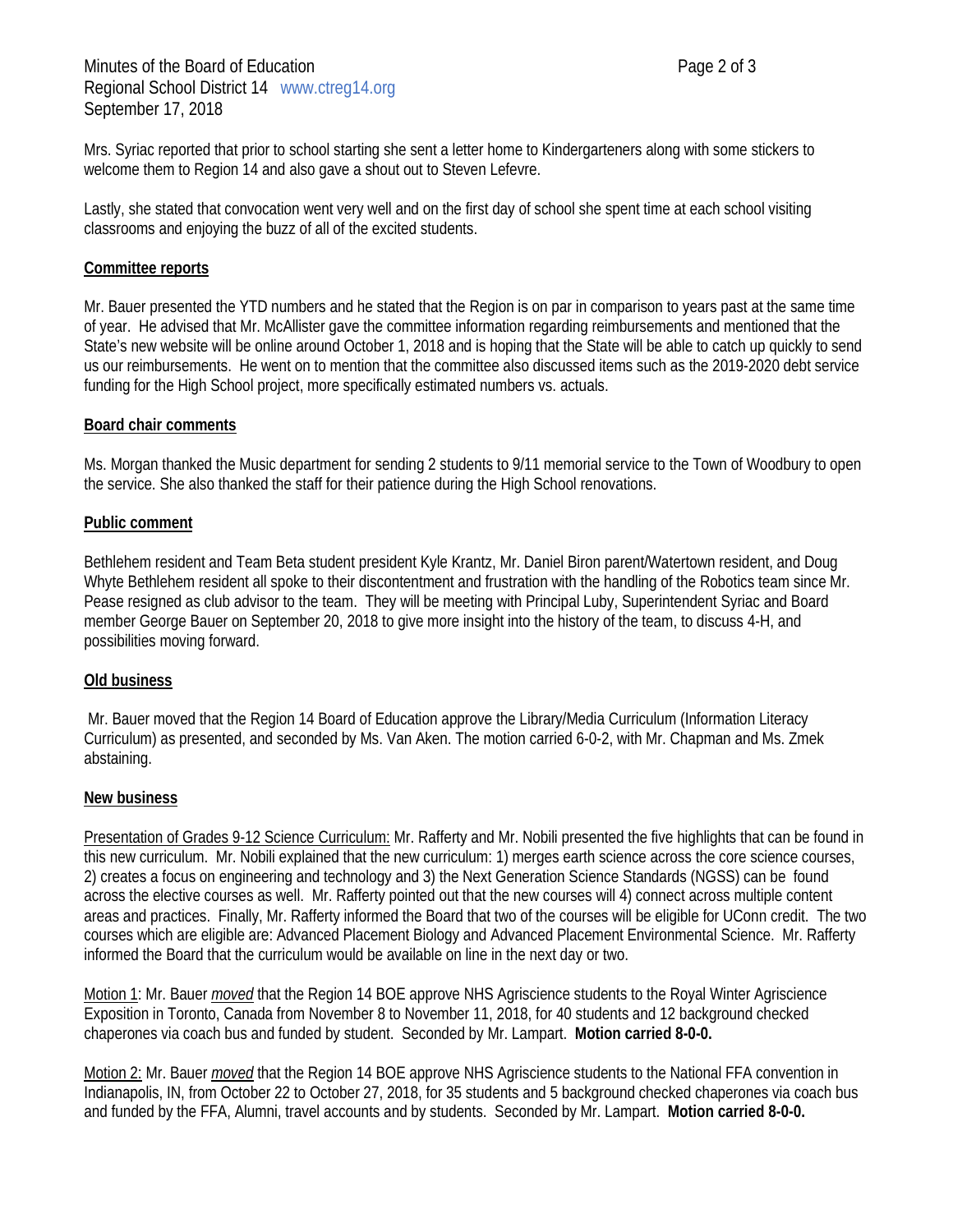Mrs. Syriac reported that prior to school starting she sent a letter home to Kindergarteners along with some stickers to welcome them to Region 14 and also gave a shout out to Steven Lefevre.

Lastly, she stated that convocation went very well and on the first day of school she spent time at each school visiting classrooms and enjoying the buzz of all of the excited students.

**Committee reports**

Mr. Bauer presented the YTD numbers and he stated that the Region is on par in comparison to years past at the same time of year. He advised that Mr. McAllister gave the committee information regarding reimbursements and mentioned that the State's new website will be online around October 1, 2018 and is hoping that the State will be able to catch up quickly to send us our reimbursements. He went on to mention that the committee also discussed items such as the 2019-2020 debt service funding for the High School project, more specifically estimated numbers vs. actuals.

**Board chair comments**

Ms. Morgan thanked the Music department for sending 2 students to 9/11 memorial service to the Town of Woodbury to open the service. She also thanked the staff for their patience during the High School renovations.

**Public comment**

Bethlehem resident and Team Beta student president Kyle Krantz, Mr. Daniel Biron parent/Watertown resident, and Doug Whyte Bethlehem resident all spoke to their discontentment and frustration with the handling of the Robotics team since Mr. Pease resigned as club advisor to the team. They will be meeting with Principal Luby, Superintendent Syriac and Board member George Bauer on September 20, 2018 to give more insight into the history of the team, to discuss 4-H, and possibilities moving forward.

**Old business**

Mr. Bauer moved that the Region 14 Board of Education approve the Library/Media Curriculum (Information Literacy Curriculum) as presented, and seconded by Ms. Van Aken. The motion carried 6-0-2, with Mr. Chapman and Ms. Zmek abstaining.

**New business**

Presentation of Grades 9-12 Science Curriculum: Mr. Rafferty and Mr. Nobili presented the five highlights that can be found in this new curriculum. Mr. Nobili explained that the new curriculum: 1) merges earth science across the core science courses, 2) creates a focus on engineering and technology and 3) the Next Generation Science Standards (NGSS) can be found across the elective courses as well. Mr. Rafferty pointed out that the new courses will 4) connect across multiple content areas and practices. Finally, Mr. Rafferty informed the Board that two of the courses will be eligible for UConn credit. The two courses which are eligible are: Advanced Placement Biology and Advanced Placement Environmental Science. Mr. Rafferty informed the Board that the curriculum would be available on line in the next day or two.

Motion 1: Mr. Bauer *moved* that the Region 14 BOE approve NHS Agriscience students to the Royal Winter Agriscience Exposition in Toronto, Canada from November 8 to November 11, 2018, for 40 students and 12 background checked chaperones via coach bus and funded by student. Seconded by Mr. Lampart. **Motion carried 8-0-0.**

Motion 2: Mr. Bauer *moved* that the Region 14 BOE approve NHS Agriscience students to the National FFA convention in Indianapolis, IN, from October 22 to October 27, 2018, for 35 students and 5 background checked chaperones via coach bus and funded by the FFA, Alumni, travel accounts and by students. Seconded by Mr. Lampart. **Motion carried 8-0-0.**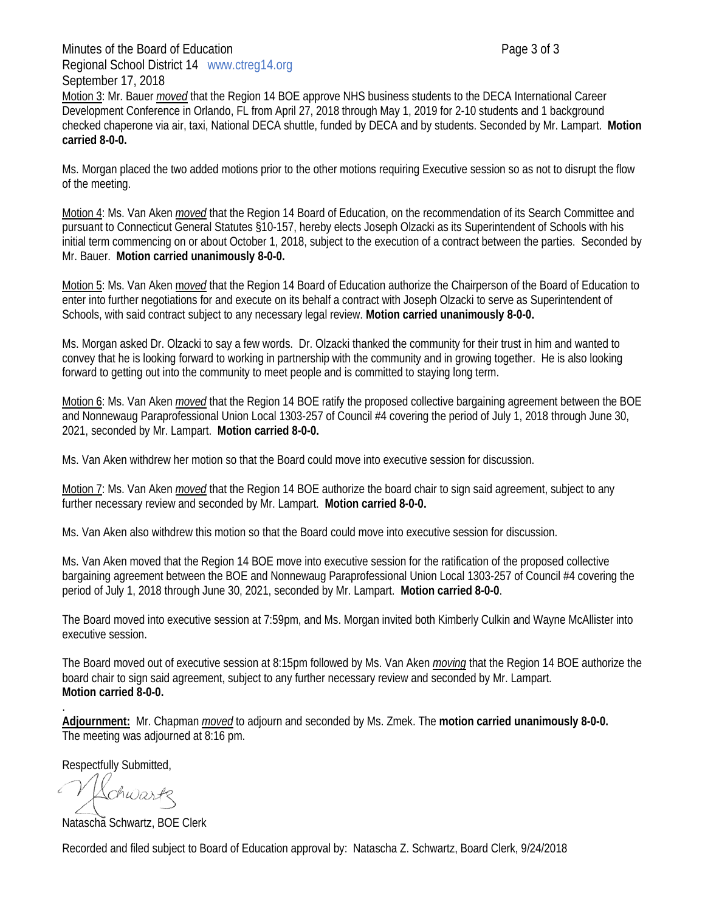Motion 3: Mr. Bauer *moved* that the Region 14 BOE approve NHS business students to the DECA International Career Development Conference in Orlando, FL from April 27, 2018 through May 1, 2019 for 2-10 students and 1 background checked chaperone via air, taxi, National DECA shuttle, funded by DECA and by students. Seconded by Mr. Lampart. **Motion carried 8-0-0.**

Ms. Morgan placed the two added motions prior to the other motions requiring Executive session so as not to disrupt the flow of the meeting.

Motion 4: Ms. Van Aken *moved* that the Region 14 Board of Education, on the recommendation of its Search Committee and pursuant to Connecticut General Statutes §10-157, hereby elects Joseph Olzacki as its Superintendent of Schools with his initial term commencing on or about October 1, 2018, subject to the execution of a contract between the parties. Seconded by Mr. Bauer. **Motion carried unanimously 8-0-0.**

Motion 5: Ms. Van Aken m*oved* that the Region 14 Board of Education authorize the Chairperson of the Board of Education to enter into further negotiations for and execute on its behalf a contract with Joseph Olzacki to serve as Superintendent of Schools, with said contract subject to any necessary legal review. **Motion carried unanimously 8-0-0.**

Ms. Morgan asked Dr. Olzacki to say a few words. Dr. Olzacki thanked the community for their trust in him and wanted to convey that he is looking forward to working in partnership with the community and in growing together. He is also looking forward to getting out into the community to meet people and is committed to staying long term.

Motion 6: Ms. Van Aken *moved* that the Region 14 BOE ratify the proposed collective bargaining agreement between the BOE and Nonnewaug Paraprofessional Union Local 1303-257 of Council #4 covering the period of July 1, 2018 through June 30, 2021, seconded by Mr. Lampart. **Motion carried 8-0-0.**

Ms. Van Aken withdrew her motion so that the Board could move into executive session for discussion.

Motion 7: Ms. Van Aken *moved* that the Region 14 BOE authorize the board chair to sign said agreement, subject to any further necessary review and seconded by Mr. Lampart. **Motion carried 8-0-0.**

Ms. Van Aken also withdrew this motion so that the Board could move into executive session for discussion.

Ms. Van Aken moved that the Region 14 BOE move into executive session for the ratification of the proposed collective bargaining agreement between the BOE and Nonnewaug Paraprofessional Union Local 1303-257 of Council #4 covering the period of July 1, 2018 through June 30, 2021, seconded by Mr. Lampart. **Motion carried 8-0-0**.

The Board moved into executive session at 7:59pm, and Ms. Morgan invited both Kimberly Culkin and Wayne McAllister into executive session.

The Board moved out of executive session at 8:15pm followed by Ms. Van Aken *moving* that the Region 14 BOE authorize the board chair to sign said agreement, subject to any further necessary review and seconded by Mr. Lampart.
**Motion carried 8-0-0.**

**Adjournment:** Mr. Chapman *moved* to adjourn and seconded by Ms. Zmek. The **motion carried unanimously 8-0-0.** The meeting was adjourned at 8:16 pm.

Respectfully Submitted,

N Schwartz

Natascha Schwartz, BOE Clerk

Recorded and filed subject to Board of Education approval by: Natascha Z. Schwartz, Board Clerk, 9/24/2018